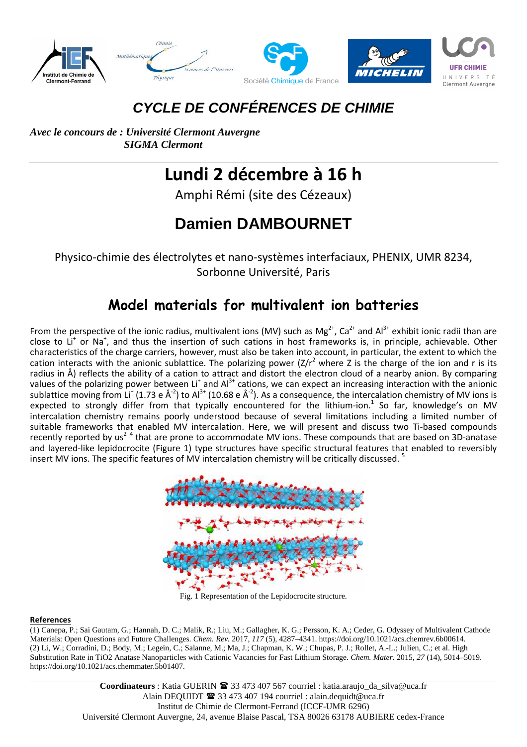# CYCLE DE CONFÉRENCES DE CHIMIE

*Avec le concours de : Université Clermont Auvergne*
*SIGMA Clermont*

## Lundi 2 décembre à 16 h

Amphi Rémi (site des Cézeaux)

## Damien DAMBOURNET

Physico-chimie des électrolytes et nano-systèmes interfaciaux, PHENIX, UMR 8234, Sorbonne Université, Paris

## Model materials for multivalent ion batteries

From the perspective of the ionic radius, multivalent ions (MV) such as $Mg^{2+}$, $Ca^{2+}$ and $Al^{3+}$ exhibit ionic radii than are close to $Li^{+}$ or $Na^{+}$, and thus the insertion of such cations in host frameworks is, in principle, achievable. Other characteristics of the charge carriers, however, must also be taken into account, in particular, the extent to which the cation interacts with the anionic sublattice. The polarizing power ($Z/r^2$ where Z is the charge of the ion and r is its radius in Å) reflects the ability of a cation to attract and distort the electron cloud of a nearby anion. By comparing values of the polarizing power between $Li^{+}$ and $Al^{3+}$ cations, we can expect an increasing interaction with the anionic sublattice moving from $Li^{+}$ (1.73 e Å$^{-2}$) to $Al^{3+}$ (10.68 e Å$^{-2}$). As a consequence, the intercalation chemistry of MV ions is expected to strongly differ from that typically encountered for the lithium-ion.[1] So far, knowledge's on MV intercalation chemistry remains poorly understood because of several limitations including a limited number of suitable frameworks that enabled MV intercalation. Here, we will present and discuss two Ti-based compounds recently reported by us[2–4] that are prone to accommodate MV ions. These compounds that are based on 3D-anatase and layered-like lepidocrocite (Figure 1) type structures have specific structural features that enabled to reversibly insert MV ions. The specific features of MV intercalation chemistry will be critically discussed. [5]

Fig. 1 Representation of the Lepidocrocite structure.

**References**

(1) Canepa, P.; Sai Gautam, G.; Hannah, D. C.; Malik, R.; Liu, M.; Gallagher, K. G.; Persson, K. A.; Ceder, G. Odyssey of Multivalent Cathode Materials: Open Questions and Future Challenges. *Chem. Rev.* 2017, *117* (5), 4287–4341. https://doi.org/10.1021/acs.chemrev.6b00614.
(2) Li, W.; Corradini, D.; Body, M.; Legein, C.; Salanne, M.; Ma, J.; Chapman, K. W.; Chupas, P. J.; Rollet, A.-L.; Julien, C.; et al. High Substitution Rate in TiO2 Anatase Nanoparticles with Cationic Vacancies for Fast Lithium Storage. *Chem. Mater.* 2015, *27* (14), 5014–5019. https://doi.org/10.1021/acs.chemmater.5b01407.

**Coordinateurs** : Katia GUERIN ☎ 33 473 407 567 courriel : katia.araujo_da_silva@uca.fr
Alain DEQUIDT ☎ 33 473 407 194 courriel : alain.dequidt@uca.fr
Institut de Chimie de Clermont-Ferrand (ICCF-UMR 6296)
Université Clermont Auvergne, 24, avenue Blaise Pascal, TSA 80026 63178 AUBIERE cedex-France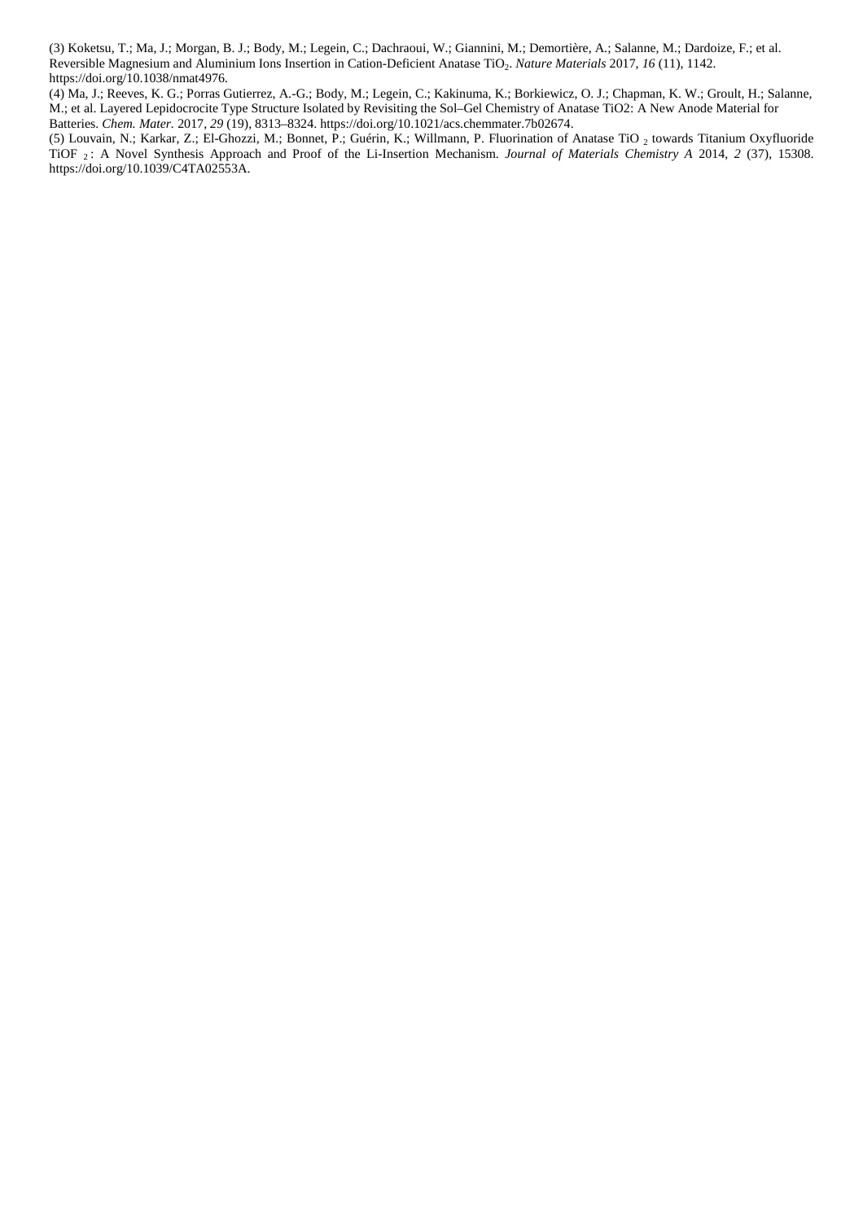(3) Koketsu, T.; Ma, J.; Morgan, B. J.; Body, M.; Legein, C.; Dachraoui, W.; Giannini, M.; Demortière, A.; Salanne, M.; Dardoize, F.; et al. Reversible Magnesium and Aluminium Ions Insertion in Cation-Deficient Anatase $TiO_2$. *Nature Materials* 2017, *16* (11), 1142. https://doi.org/10.1038/nmat4976.

(4) Ma, J.; Reeves, K. G.; Porras Gutierrez, A.-G.; Body, M.; Legein, C.; Kakinuma, K.; Borkiewicz, O. J.; Chapman, K. W.; Groult, H.; Salanne, M.; et al. Layered Lepidocrocite Type Structure Isolated by Revisiting the Sol–Gel Chemistry of Anatase TiO2: A New Anode Material for Batteries. *Chem. Mater.* 2017, *29* (19), 8313–8324. https://doi.org/10.1021/acs.chemmater.7b02674.

(5) Louvain, N.; Karkar, Z.; El-Ghozzi, M.; Bonnet, P.; Guérin, K.; Willmann, P. Fluorination of Anatase $TiO_2$ towards Titanium Oxyfluoride $TiOF_2$: A Novel Synthesis Approach and Proof of the Li-Insertion Mechanism. *Journal of Materials Chemistry A* 2014, *2* (37), 15308. https://doi.org/10.1039/C4TA02553A.